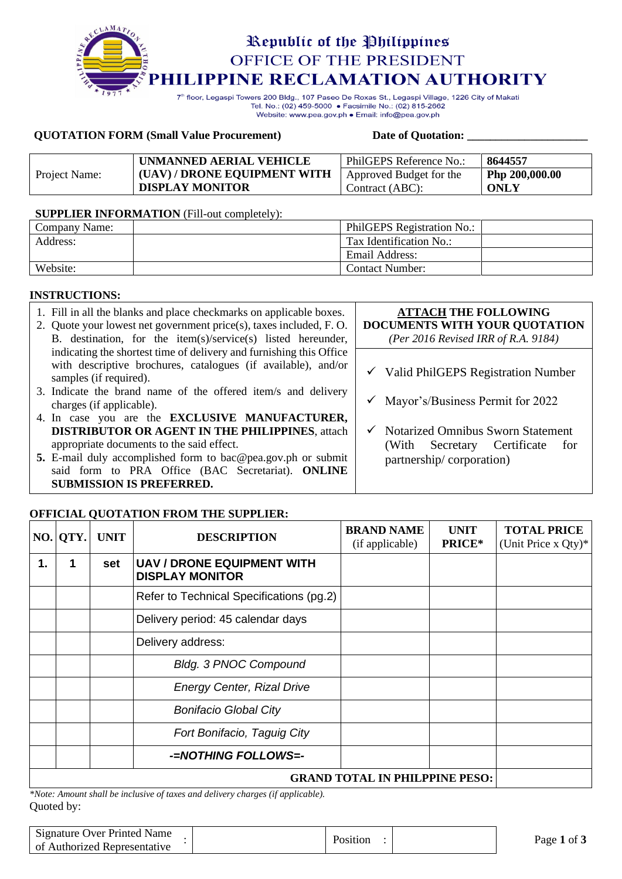# Republic of the Philippines
## OFFICE OF THE PRESIDENT
## PHILIPPINE RECLAMATION AUTHORITY

7th floor, Legaspi Towers 200 Bldg., 107 Paseo De Roxas St., Legaspi Village, 1226 City of Makati
Tel. No.: (02) 459-5000 • Facsimile No.: (02) 815-2662
Website: www.pea.gov.ph • Email: info@pea.gov.ph

**QUOTATION FORM (Small Value Procurement)** **Date of Quotation: ____________________**

| Project Name: | **UNMANNED AERIAL VEHICLE (UAV) / DRONE EQUIPMENT WITH DISPLAY MONITOR** | PhilGEPS Reference No.: | **8644557** |
|---|---|---|---|
| | | Approved Budget for the Contract (ABC): | **Php 200,000.00 ONLY** |

**SUPPLIER INFORMATION** (Fill-out completely):

| Company Name: | | PhilGEPS Registration No.: | |
|---|---|---|---|
| Address: | | Tax Identification No.: | |
| | | Email Address: | |
| Website: | | Contact Number: | |

**INSTRUCTIONS:**

1. Fill in all the blanks and place checkmarks on applicable boxes.
2. Quote your lowest net government price(s), taxes included, F. O. B. destination, for the item(s)/service(s) listed hereunder, indicating the shortest time of delivery and furnishing this Office with descriptive brochures, catalogues (if available), and/or samples (if required).
3. Indicate the brand name of the offered item/s and delivery charges (if applicable).
4. In case you are the **EXCLUSIVE MANUFACTURER, DISTRIBUTOR OR AGENT IN THE PHILIPPINES**, attach appropriate documents to the said effect.
5. E-mail duly accomplished form to bac@pea.gov.ph or submit said form to PRA Office (BAC Secretariat). **ONLINE SUBMISSION IS PREFERRED.**

**ATTACH THE FOLLOWING DOCUMENTS WITH YOUR QUOTATION**
*(Per 2016 Revised IRR of R.A. 9184)*

- ✓ Valid PhilGEPS Registration Number
- ✓ Mayor's/Business Permit for 2022
- ✓ Notarized Omnibus Sworn Statement (With Secretary Certificate for partnership/ corporation)

**OFFICIAL QUOTATION FROM THE SUPPLIER:**

| NO. | QTY. | UNIT | DESCRIPTION | BRAND NAME (if applicable) | UNIT PRICE* | TOTAL PRICE (Unit Price x Qty)* |
|---|---|---|---|---|---|---|
| **1.** | **1** | **set** | **UAV / DRONE EQUIPMENT WITH DISPLAY MONITOR** | | | |
| | | | Refer to Technical Specifications (pg.2) | | | |
| | | | Delivery period: 45 calendar days | | | |
| | | | Delivery address: | | | |
| | | | *Bldg. 3 PNOC Compound* | | | |
| | | | *Energy Center, Rizal Drive* | | | |
| | | | *Bonifacio Global City* | | | |
| | | | *Fort Bonifacio, Taguig City* | | | |
| | | | ***-=NOTHING FOLLOWS=-*** | | | |
| **GRAND TOTAL IN PHILPPINE PESO:** | | | | | | |

*\*Note: Amount shall be inclusive of taxes and delivery charges (if applicable).*

Quoted by:

| Signature Over Printed Name of Authorized Representative : | | Position : | |
|---|---|---|---|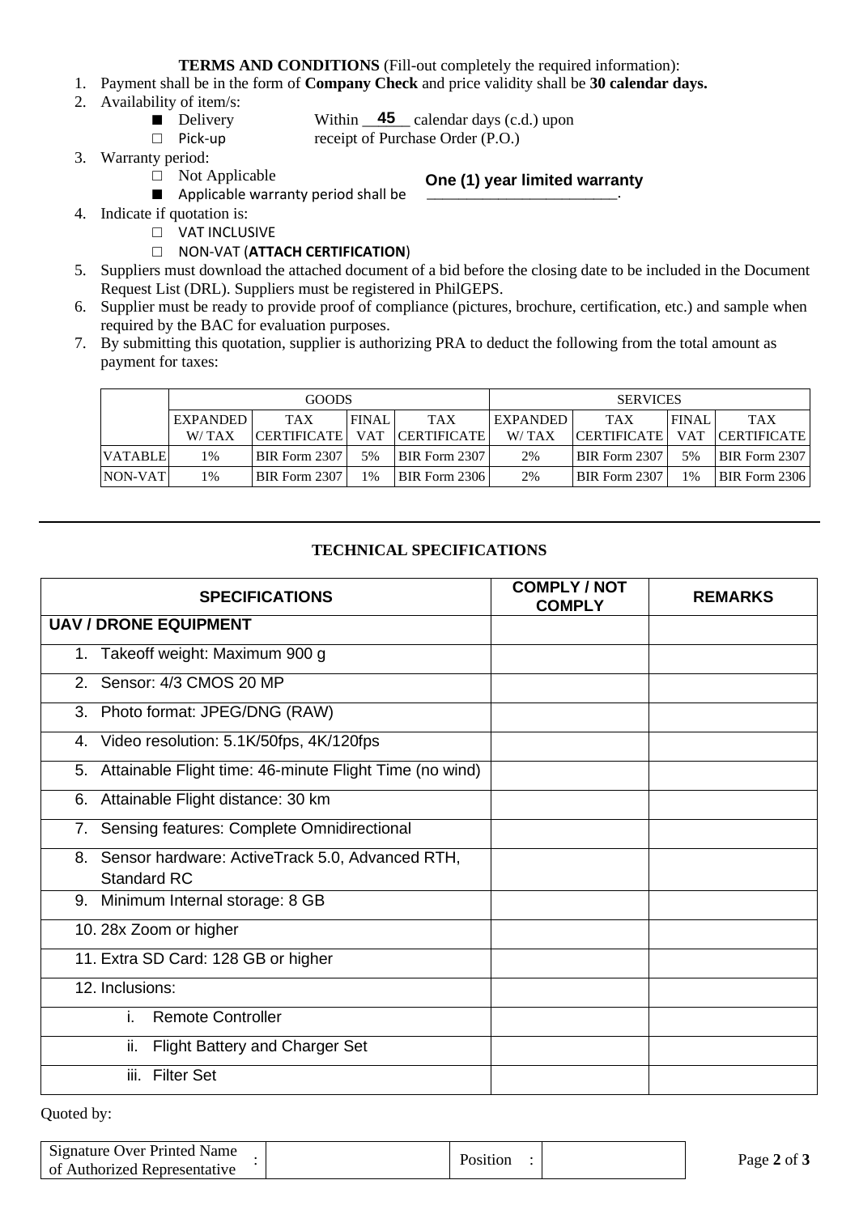**TERMS AND CONDITIONS** (Fill-out completely the required information):

1. Payment shall be in the form of **Company Check** and price validity shall be **30 calendar days.**
2. Availability of item/s:
   - ■ Delivery — Within **45** calendar days (c.d.) upon
   - □ Pick-up — receipt of Purchase Order (P.O.)
3. Warranty period:
   - □ Not Applicable
   - ■ Applicable warranty period shall be **One (1) year limited warranty**.
4. Indicate if quotation is:
   - □ VAT INCLUSIVE
   - □ NON-VAT (**ATTACH CERTIFICATION**)
5. Suppliers must download the attached document of a bid before the closing date to be included in the Document Request List (DRL). Suppliers must be registered in PhilGEPS.
6. Supplier must be ready to provide proof of compliance (pictures, brochure, certification, etc.) and sample when required by the BAC for evaluation purposes.
7. By submitting this quotation, supplier is authorizing PRA to deduct the following from the total amount as payment for taxes:

| | GOODS | | | | SERVICES | | | |
|---|---|---|---|---|---|---|---|---|
| | EXPANDED W/ TAX | TAX CERTIFICATE | FINAL VAT | TAX CERTIFICATE | EXPANDED W/ TAX | TAX CERTIFICATE | FINAL VAT | TAX CERTIFICATE |
| VATABLE | 1% | BIR Form 2307 | 5% | BIR Form 2307 | 2% | BIR Form 2307 | 5% | BIR Form 2307 |
| NON-VAT | 1% | BIR Form 2307 | 1% | BIR Form 2306 | 2% | BIR Form 2307 | 1% | BIR Form 2306 |

---

## TECHNICAL SPECIFICATIONS

| SPECIFICATIONS | COMPLY / NOT COMPLY | REMARKS |
|---|---|---|
| **UAV / DRONE EQUIPMENT** | | |
| 1. Takeoff weight: Maximum 900 g | | |
| 2. Sensor: 4/3 CMOS 20 MP | | |
| 3. Photo format: JPEG/DNG (RAW) | | |
| 4. Video resolution: 5.1K/50fps, 4K/120fps | | |
| 5. Attainable Flight time: 46-minute Flight Time (no wind) | | |
| 6. Attainable Flight distance: 30 km | | |
| 7. Sensing features: Complete Omnidirectional | | |
| 8. Sensor hardware: ActiveTrack 5.0, Advanced RTH, Standard RC | | |
| 9. Minimum Internal storage: 8 GB | | |
| 10. 28x Zoom or higher | | |
| 11. Extra SD Card: 128 GB or higher | | |
| 12. Inclusions: | | |
| i. Remote Controller | | |
| ii. Flight Battery and Charger Set | | |
| iii. Filter Set | | |

Quoted by:

| Signature Over Printed Name of Authorized Representative | : | | Position | : | |
|---|---|---|---|---|---|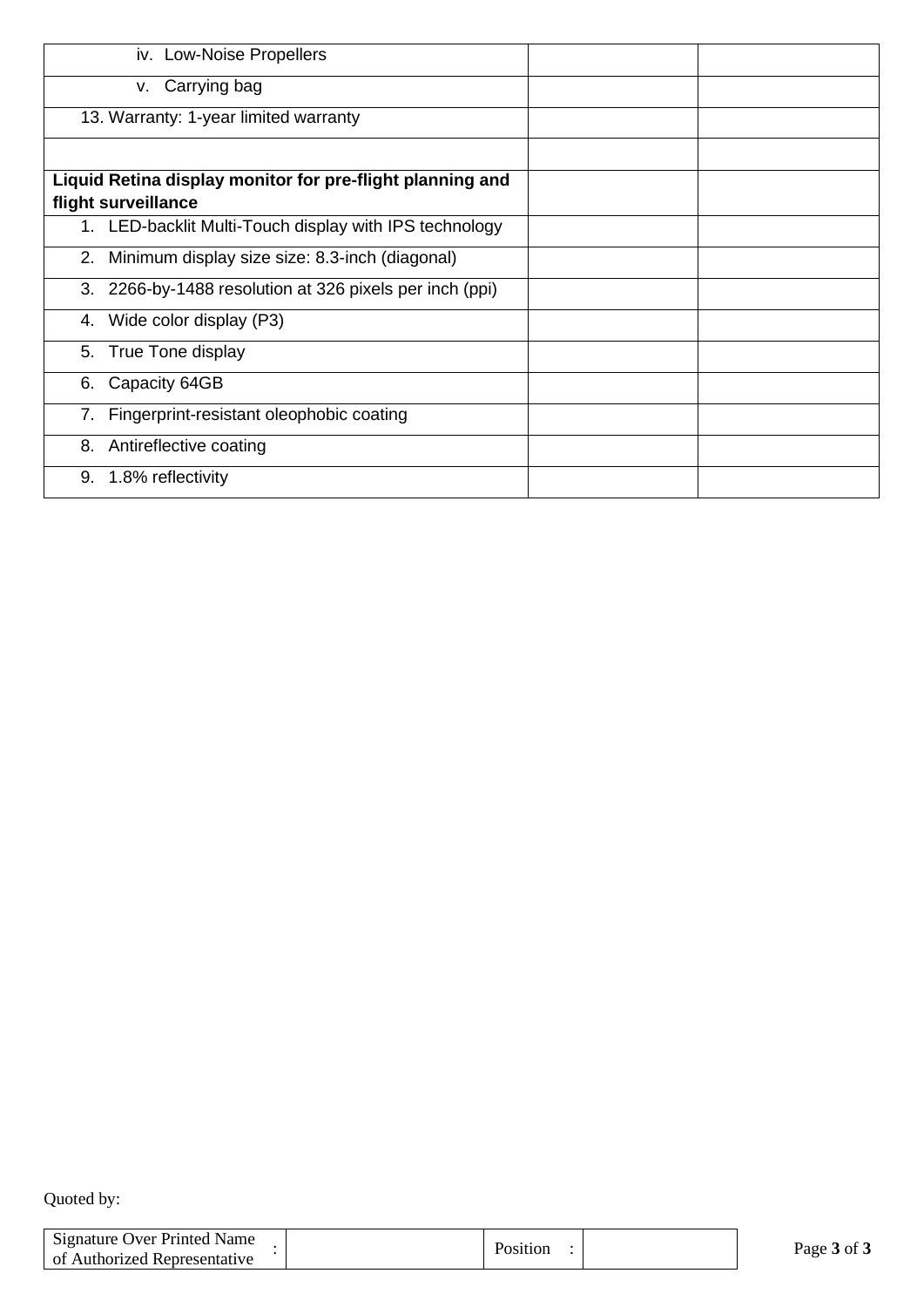| | | |
|---|---|---|
| iv. Low-Noise Propellers | | |
| v. Carrying bag | | |
| 13. Warranty: 1-year limited warranty | | |
| | | |
| **Liquid Retina display monitor for pre-flight planning and flight surveillance** | | |
| 1. LED-backlit Multi-Touch display with IPS technology | | |
| 2. Minimum display size size: 8.3-inch (diagonal) | | |
| 3. 2266-by-1488 resolution at 326 pixels per inch (ppi) | | |
| 4. Wide color display (P3) | | |
| 5. True Tone display | | |
| 6. Capacity 64GB | | |
| 7. Fingerprint-resistant oleophobic coating | | |
| 8. Antireflective coating | | |
| 9. 1.8% reflectivity | | |

Quoted by:

| Signature Over Printed Name of Authorized Representative | : | | Position | : | |
|---|---|---|---|---|---|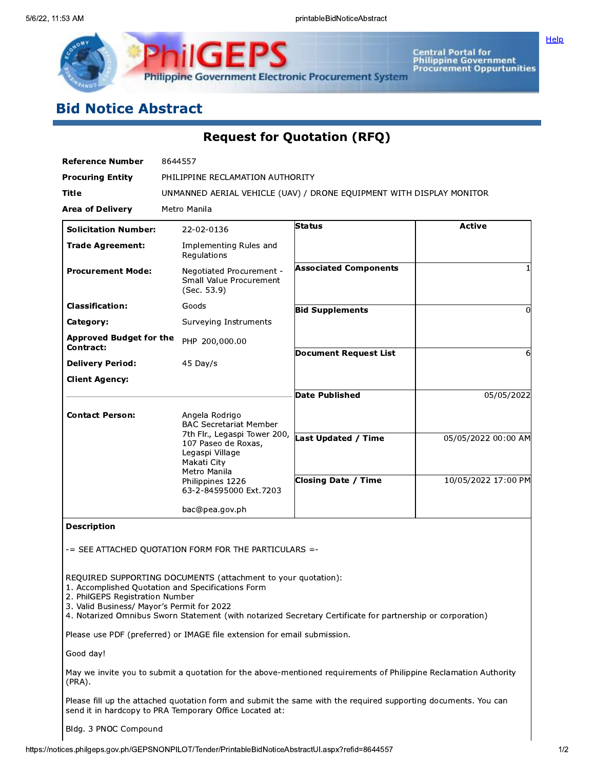# Bid Notice Abstract

## Request for Quotation (RFQ)

| | |
|---|---|
| **Reference Number** | 8644557 |
| **Procuring Entity** | PHILIPPINE RECLAMATION AUTHORITY |
| **Title** | UNMANNED AERIAL VEHICLE (UAV) / DRONE EQUIPMENT WITH DISPLAY MONITOR |
| **Area of Delivery** | Metro Manila |

| | | | |
|---|---|---|---|
| **Solicitation Number:** | 22-02-0136 | **Status** | Active |
| **Trade Agreement:** | Implementing Rules and Regulations | | |
| **Procurement Mode:** | Negotiated Procurement - Small Value Procurement (Sec. 53.9) | **Associated Components** | 1 |
| **Classification:** | Goods | **Bid Supplements** | 0 |
| **Category:** | Surveying Instruments | | |
| **Approved Budget for the Contract:** | PHP 200,000.00 | **Document Request List** | 6 |
| **Delivery Period:** | 45 Day/s | | |
| **Client Agency:** | | **Date Published** | 05/05/2022 |
| **Contact Person:** | Angela Rodrigo<br>BAC Secretariat Member<br>7th Flr., Legaspi Tower 200, 107 Paseo de Roxas, Legaspi Village<br>Makati City<br>Metro Manila<br>Philippines 1226<br>63-2-84595000 Ext.7203<br><br>bac@pea.gov.ph | **Last Updated / Time** | 05/05/2022 00:00 AM |
| | | **Closing Date / Time** | 10/05/2022 17:00 PM |

**Description**

-= SEE ATTACHED QUOTATION FORM FOR THE PARTICULARS =-

REQUIRED SUPPORTING DOCUMENTS (attachment to your quotation):
1. Accomplished Quotation and Specifications Form
2. PhilGEPS Registration Number
3. Valid Business/ Mayor's Permit for 2022
4. Notarized Omnibus Sworn Statement (with notarized Secretary Certificate for partnership or corporation)

Please use PDF (preferred) or IMAGE file extension for email submission.

Good day!

May we invite you to submit a quotation for the above-mentioned requirements of Philippine Reclamation Authority (PRA).

Please fill up the attached quotation form and submit the same with the required supporting documents. You can send it in hardcopy to PRA Temporary Office Located at:

Bldg. 3 PNOC Compound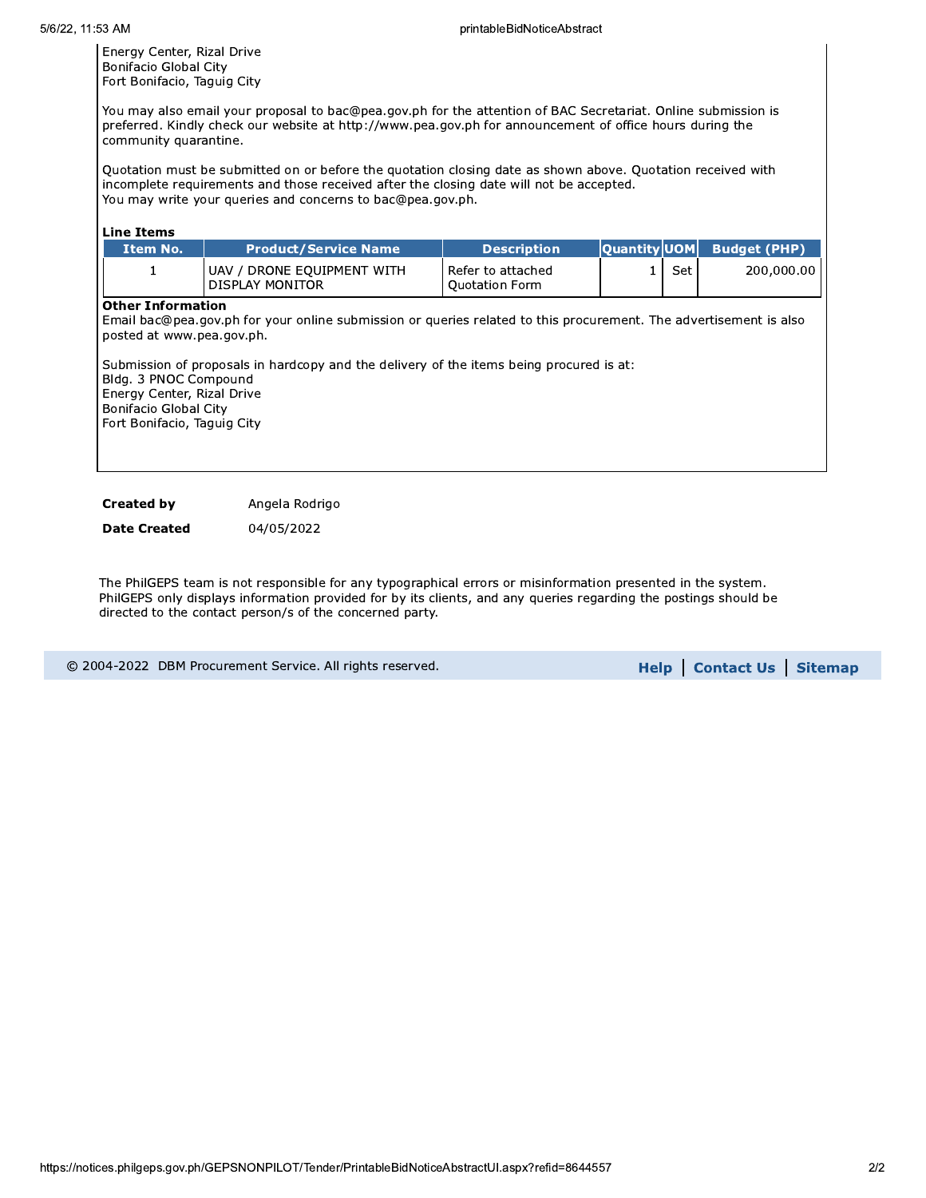Energy Center, Rizal Drive
Bonifacio Global City
Fort Bonifacio, Taguig City

You may also email your proposal to bac@pea.gov.ph for the attention of BAC Secretariat. Online submission is preferred. Kindly check our website at http://www.pea.gov.ph for announcement of office hours during the community quarantine.

Quotation must be submitted on or before the quotation closing date as shown above. Quotation received with incomplete requirements and those received after the closing date will not be accepted.
You may write your queries and concerns to bac@pea.gov.ph.

**Line Items**

| Item No. | Product/Service Name | Description | Quantity | UOM | Budget (PHP) |
|---|---|---|---|---|---|
| 1 | UAV / DRONE EQUIPMENT WITH DISPLAY MONITOR | Refer to attached Quotation Form | 1 | Set | 200,000.00 |

**Other Information**
Email bac@pea.gov.ph for your online submission or queries related to this procurement. The advertisement is also posted at www.pea.gov.ph.

Submission of proposals in hardcopy and the delivery of the items being procured is at:
Bldg. 3 PNOC Compound
Energy Center, Rizal Drive
Bonifacio Global City
Fort Bonifacio, Taguig City

**Created by** Angela Rodrigo

**Date Created** 04/05/2022

The PhilGEPS team is not responsible for any typographical errors or misinformation presented in the system. PhilGEPS only displays information provided for by its clients, and any queries regarding the postings should be directed to the contact person/s of the concerned party.

© 2004-2022 DBM Procurement Service. All rights reserved.

**Help** | **Contact Us** | **Sitemap**